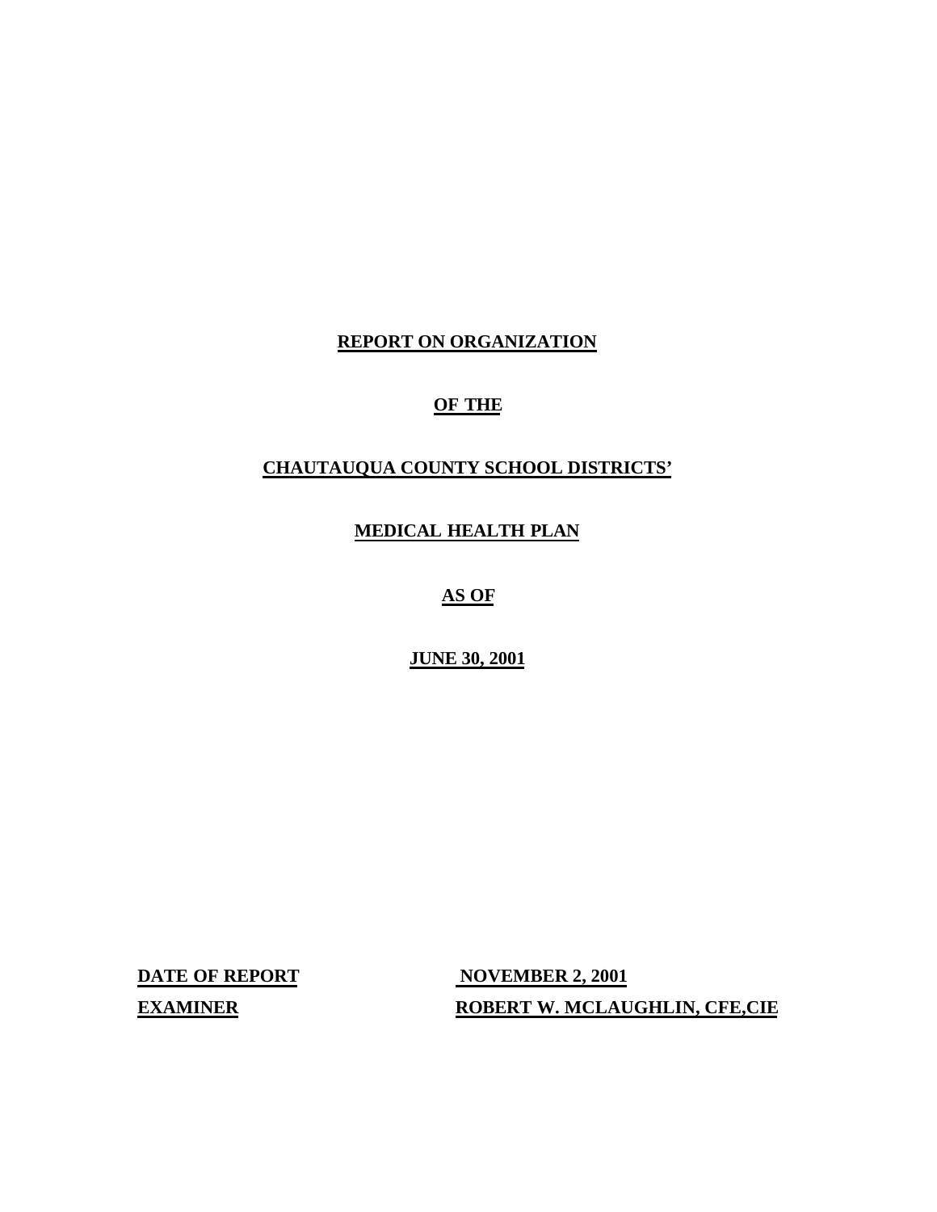**REPORT ON ORGANIZATION**

**OF THE**

**CHAUTAUQUA COUNTY SCHOOL DISTRICTS'**

**MEDICAL HEALTH PLAN**

**AS OF**

**JUNE 30, 2001**

| | |
|---|---|
| **DATE OF REPORT** | **NOVEMBER 2, 2001** |
| **EXAMINER** | **ROBERT W. MCLAUGHLIN, CFE,CIE** |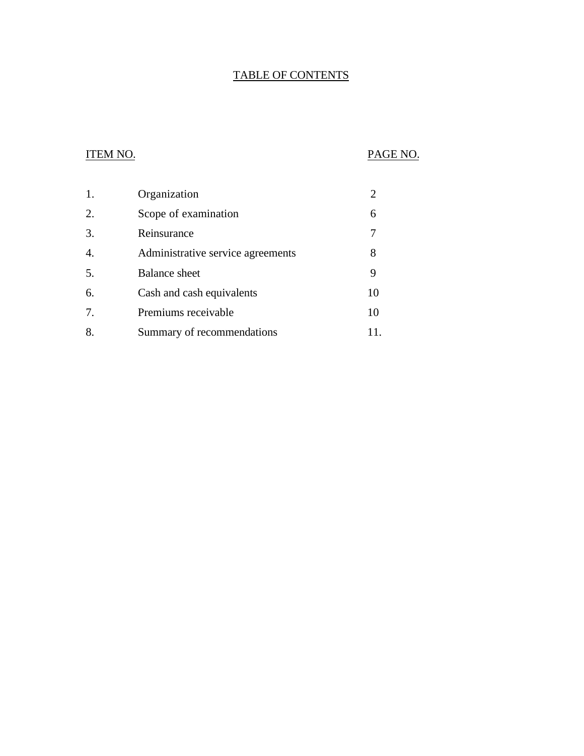# TABLE OF CONTENTS

| ITEM NO. | | PAGE NO. |
|---|---|---|
| 1. | Organization | 2 |
| 2. | Scope of examination | 6 |
| 3. | Reinsurance | 7 |
| 4. | Administrative service agreements | 8 |
| 5. | Balance sheet | 9 |
| 6. | Cash and cash equivalents | 10 |
| 7. | Premiums receivable | 10 |
| 8. | Summary of recommendations | 11. |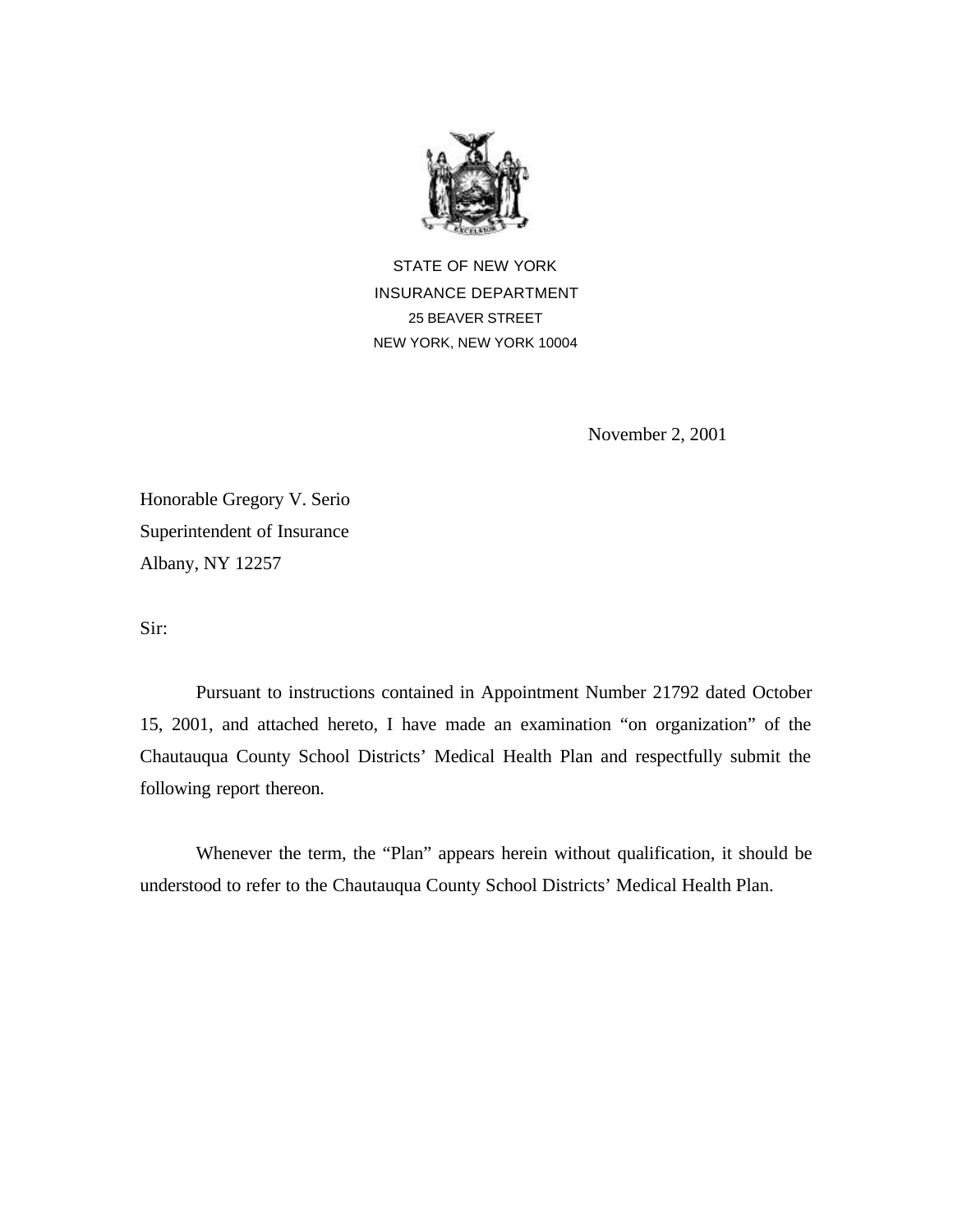STATE OF NEW YORK
INSURANCE DEPARTMENT
25 BEAVER STREET
NEW YORK, NEW YORK 10004

November 2, 2001

Honorable Gregory V. Serio
Superintendent of Insurance
Albany, NY 12257

Sir:

Pursuant to instructions contained in Appointment Number 21792 dated October 15, 2001, and attached hereto, I have made an examination "on organization" of the Chautauqua County School Districts' Medical Health Plan and respectfully submit the following report thereon.

Whenever the term, the "Plan" appears herein without qualification, it should be understood to refer to the Chautauqua County School Districts' Medical Health Plan.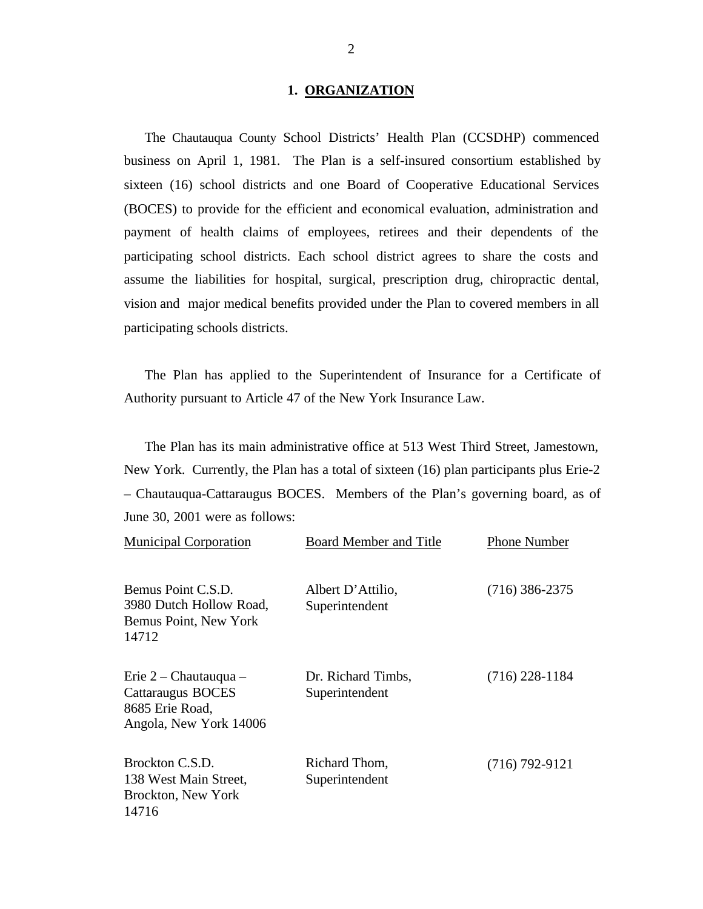## 1. ORGANIZATION

The Chautauqua County School Districts' Health Plan (CCSDHP) commenced business on April 1, 1981. The Plan is a self-insured consortium established by sixteen (16) school districts and one Board of Cooperative Educational Services (BOCES) to provide for the efficient and economical evaluation, administration and payment of health claims of employees, retirees and their dependents of the participating school districts. Each school district agrees to share the costs and assume the liabilities for hospital, surgical, prescription drug, chiropractic dental, vision and major medical benefits provided under the Plan to covered members in all participating schools districts.

The Plan has applied to the Superintendent of Insurance for a Certificate of Authority pursuant to Article 47 of the New York Insurance Law.

The Plan has its main administrative office at 513 West Third Street, Jamestown, New York. Currently, the Plan has a total of sixteen (16) plan participants plus Erie-2 – Chautauqua-Cattaraugus BOCES. Members of the Plan's governing board, as of June 30, 2001 were as follows:

| Municipal Corporation | Board Member and Title | Phone Number |
|---|---|---|
| Bemus Point C.S.D.<br>3980 Dutch Hollow Road,<br>Bemus Point, New York<br>14712 | Albert D'Attilio,<br>Superintendent | (716) 386-2375 |
| Erie 2 – Chautauqua –<br>Cattaraugus BOCES<br>8685 Erie Road,<br>Angola, New York 14006 | Dr. Richard Timbs,<br>Superintendent | (716) 228-1184 |
| Brockton C.S.D.<br>138 West Main Street,<br>Brockton, New York<br>14716 | Richard Thom,<br>Superintendent | (716) 792-9121 |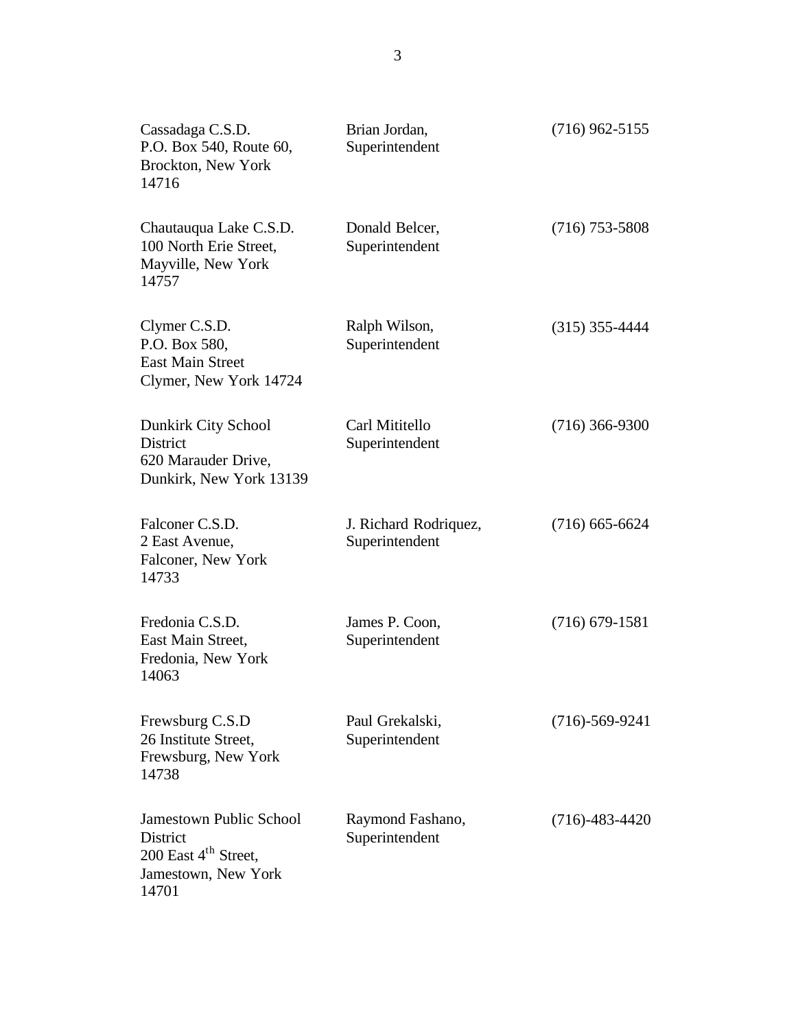| | | |
|---|---|---|
| Cassadaga C.S.D.<br>P.O. Box 540, Route 60,<br>Brockton, New York<br>14716 | Brian Jordan,<br>Superintendent | (716) 962-5155 |
| Chautauqua Lake C.S.D.<br>100 North Erie Street,<br>Mayville, New York<br>14757 | Donald Belcer,<br>Superintendent | (716) 753-5808 |
| Clymer C.S.D.<br>P.O. Box 580,<br>East Main Street<br>Clymer, New York 14724 | Ralph Wilson,<br>Superintendent | (315) 355-4444 |
| Dunkirk City School District<br>620 Marauder Drive,<br>Dunkirk, New York 13139 | Carl Mititello<br>Superintendent | (716) 366-9300 |
| Falconer C.S.D.<br>2 East Avenue,<br>Falconer, New York<br>14733 | J. Richard Rodriquez,<br>Superintendent | (716) 665-6624 |
| Fredonia C.S.D.<br>East Main Street,<br>Fredonia, New York<br>14063 | James P. Coon,<br>Superintendent | (716) 679-1581 |
| Frewsburg C.S.D<br>26 Institute Street,<br>Frewsburg, New York<br>14738 | Paul Grekalski,<br>Superintendent | (716)-569-9241 |
| Jamestown Public School District<br>200 East 4th Street,<br>Jamestown, New York<br>14701 | Raymond Fashano,<br>Superintendent | (716)-483-4420 |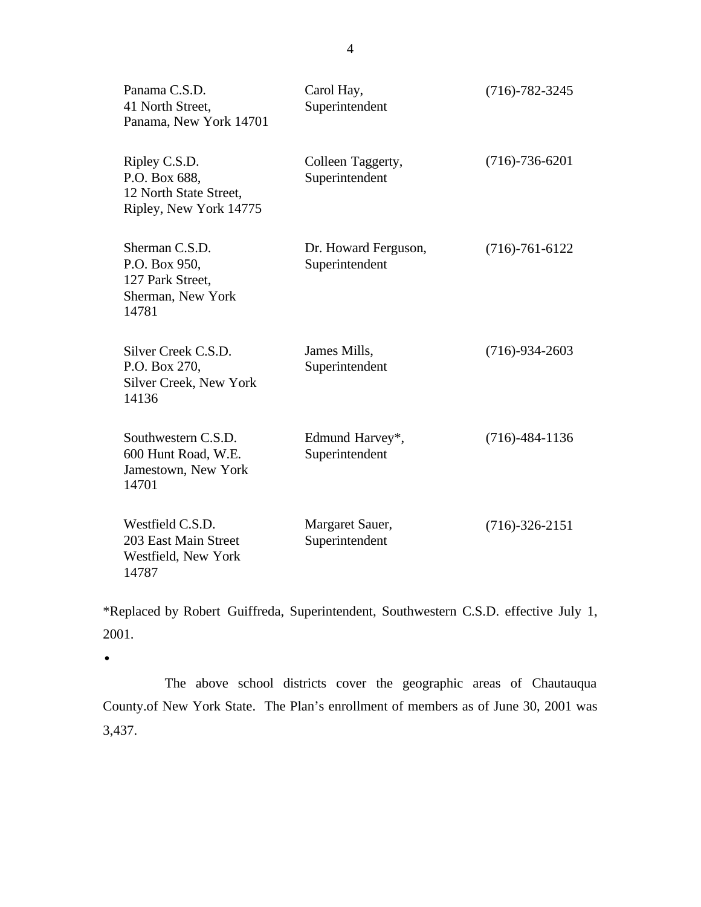| | | |
|---|---|---|
| Panama C.S.D.<br>41 North Street,<br>Panama, New York 14701 | Carol Hay,<br>Superintendent | (716)-782-3245 |
| Ripley C.S.D.<br>P.O. Box 688,<br>12 North State Street,<br>Ripley, New York 14775 | Colleen Taggerty,<br>Superintendent | (716)-736-6201 |
| Sherman C.S.D.<br>P.O. Box 950,<br>127 Park Street,<br>Sherman, New York<br>14781 | Dr. Howard Ferguson,<br>Superintendent | (716)-761-6122 |
| Silver Creek C.S.D.<br>P.O. Box 270,<br>Silver Creek, New York<br>14136 | James Mills,<br>Superintendent | (716)-934-2603 |
| Southwestern C.S.D.<br>600 Hunt Road, W.E.<br>Jamestown, New York<br>14701 | Edmund Harvey*,<br>Superintendent | (716)-484-1136 |
| Westfield C.S.D.<br>203 East Main Street<br>Westfield, New York<br>14787 | Margaret Sauer,<br>Superintendent | (716)-326-2151 |

*Replaced by Robert Guiffreda, Superintendent, Southwestern C.S.D. effective July 1, 2001.

•

The above school districts cover the geographic areas of Chautauqua County.of New York State. The Plan's enrollment of members as of June 30, 2001 was 3,437.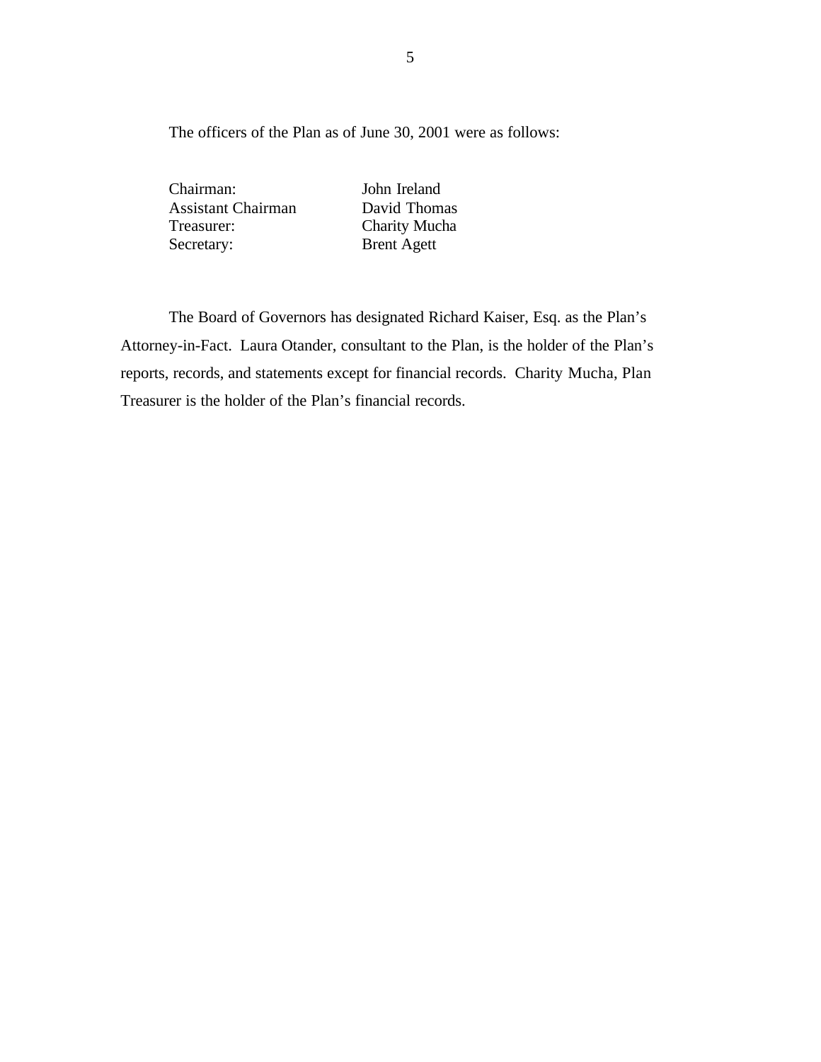The officers of the Plan as of June 30, 2001 were as follows:

| | |
|---|---|
| Chairman: | John Ireland |
| Assistant Chairman | David Thomas |
| Treasurer: | Charity Mucha |
| Secretary: | Brent Agett |

The Board of Governors has designated Richard Kaiser, Esq. as the Plan's Attorney-in-Fact. Laura Otander, consultant to the Plan, is the holder of the Plan's reports, records, and statements except for financial records. Charity Mucha, Plan Treasurer is the holder of the Plan's financial records.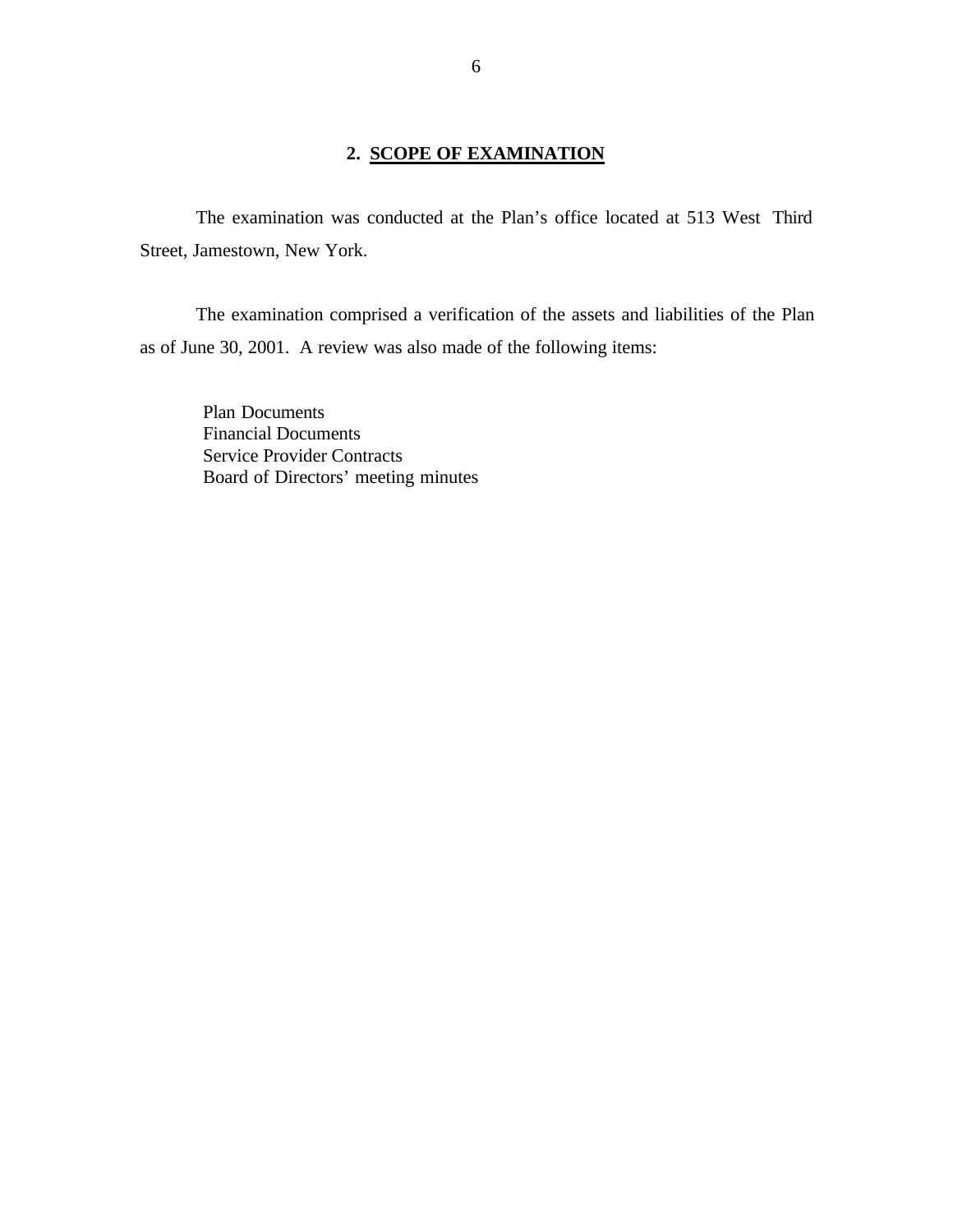## 2. SCOPE OF EXAMINATION

The examination was conducted at the Plan's office located at 513 West Third Street, Jamestown, New York.

The examination comprised a verification of the assets and liabilities of the Plan as of June 30, 2001. A review was also made of the following items:

Plan Documents
Financial Documents
Service Provider Contracts
Board of Directors' meeting minutes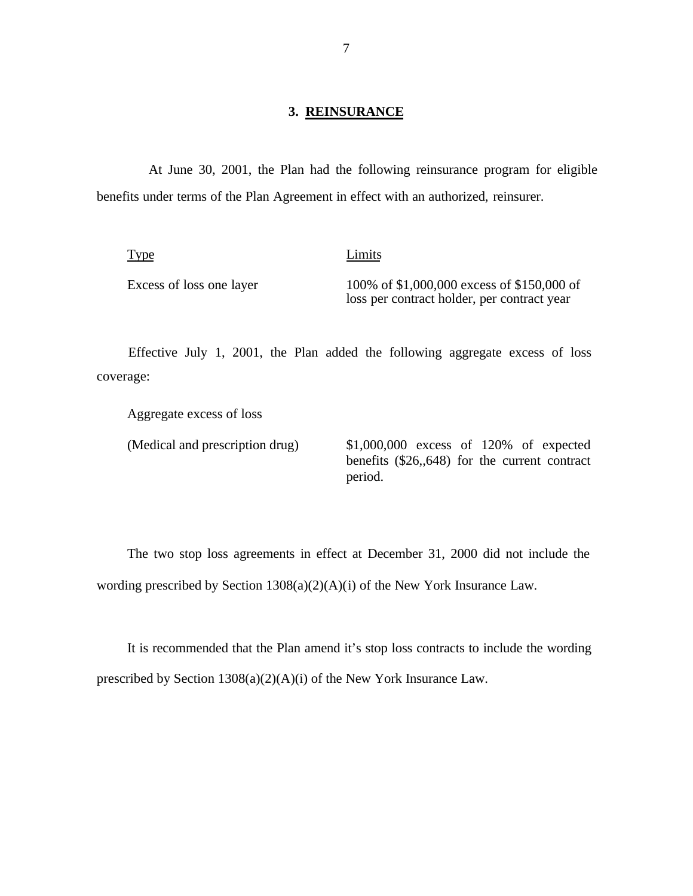### 3. REINSURANCE

At June 30, 2001, the Plan had the following reinsurance program for eligible benefits under terms of the Plan Agreement in effect with an authorized, reinsurer.

| Type | Limits |
|---|---|
| Excess of loss one layer | 100% of $1,000,000 excess of $150,000 of loss per contract holder, per contract year |

Effective July 1, 2001, the Plan added the following aggregate excess of loss coverage:

| | |
|---|---|
| Aggregate excess of loss | |
| (Medical and prescription drug) | $1,000,000 excess of 120% of expected benefits ($26,,648) for the current contract period. |

The two stop loss agreements in effect at December 31, 2000 did not include the wording prescribed by Section 1308(a)(2)(A)(i) of the New York Insurance Law.

It is recommended that the Plan amend it's stop loss contracts to include the wording prescribed by Section 1308(a)(2)(A)(i) of the New York Insurance Law.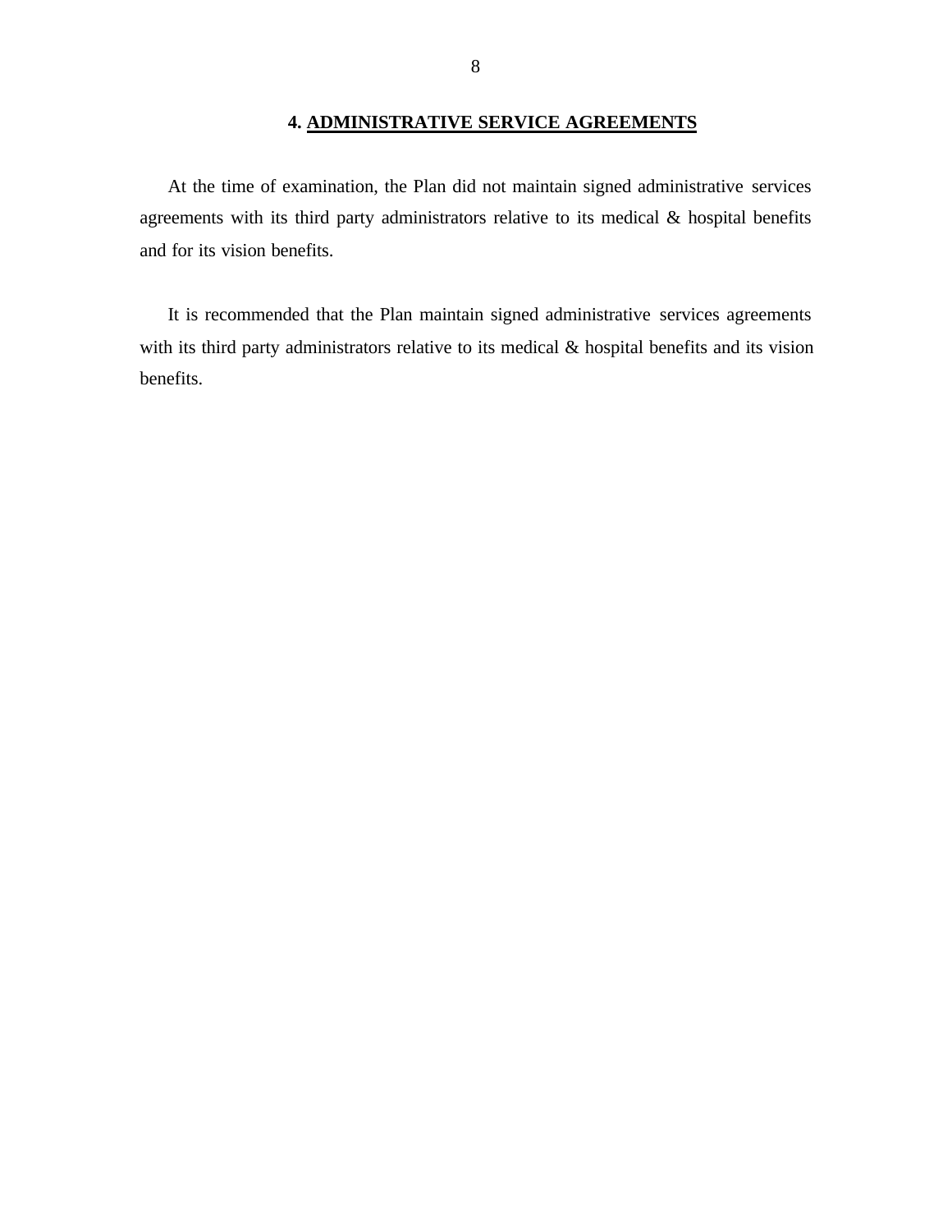## 4. ADMINISTRATIVE SERVICE AGREEMENTS

At the time of examination, the Plan did not maintain signed administrative services agreements with its third party administrators relative to its medical & hospital benefits and for its vision benefits.

It is recommended that the Plan maintain signed administrative services agreements with its third party administrators relative to its medical & hospital benefits and its vision benefits.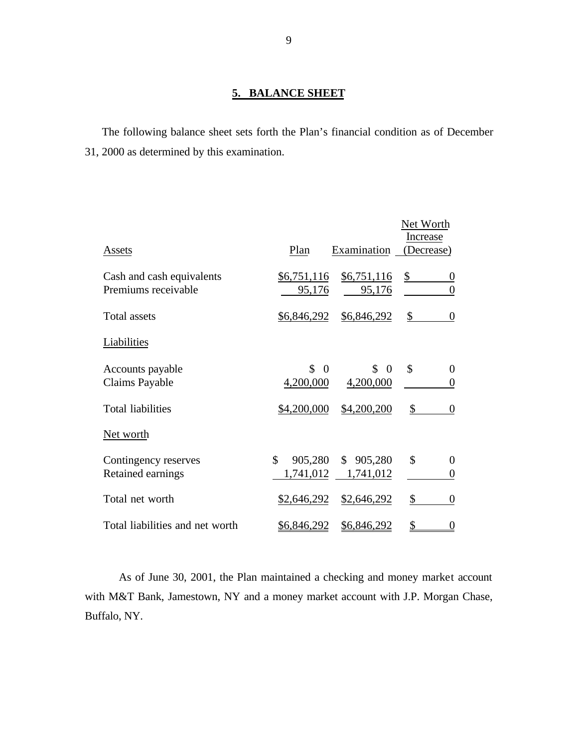## 5. BALANCE SHEET

The following balance sheet sets forth the Plan's financial condition as of December 31, 2000 as determined by this examination.

| Assets | Plan | Examination | Net Worth Increase (Decrease) |
|---|---|---|---|
| Cash and cash equivalents | $6,751,116 | $6,751,116 | $ 0 |
| Premiums receivable | 95,176 | 95,176 | 0 |
| Total assets | $6,846,292 | $6,846,292 | $ 0 |
| Liabilities | | | |
| Accounts payable | $ 0 | $ 0 | $ 0 |
| Claims Payable | 4,200,000 | 4,200,000 | 0 |
| Total liabilities | $4,200,000 | $4,200,200 | $ 0 |
| Net worth | | | |
| Contingency reserves | $ 905,280 | $ 905,280 | $ 0 |
| Retained earnings | 1,741,012 | 1,741,012 | 0 |
| Total net worth | $2,646,292 | $2,646,292 | $ 0 |
| Total liabilities and net worth | $6,846,292 | $6,846,292 | $ 0 |

As of June 30, 2001, the Plan maintained a checking and money market account with M&T Bank, Jamestown, NY and a money market account with J.P. Morgan Chase, Buffalo, NY.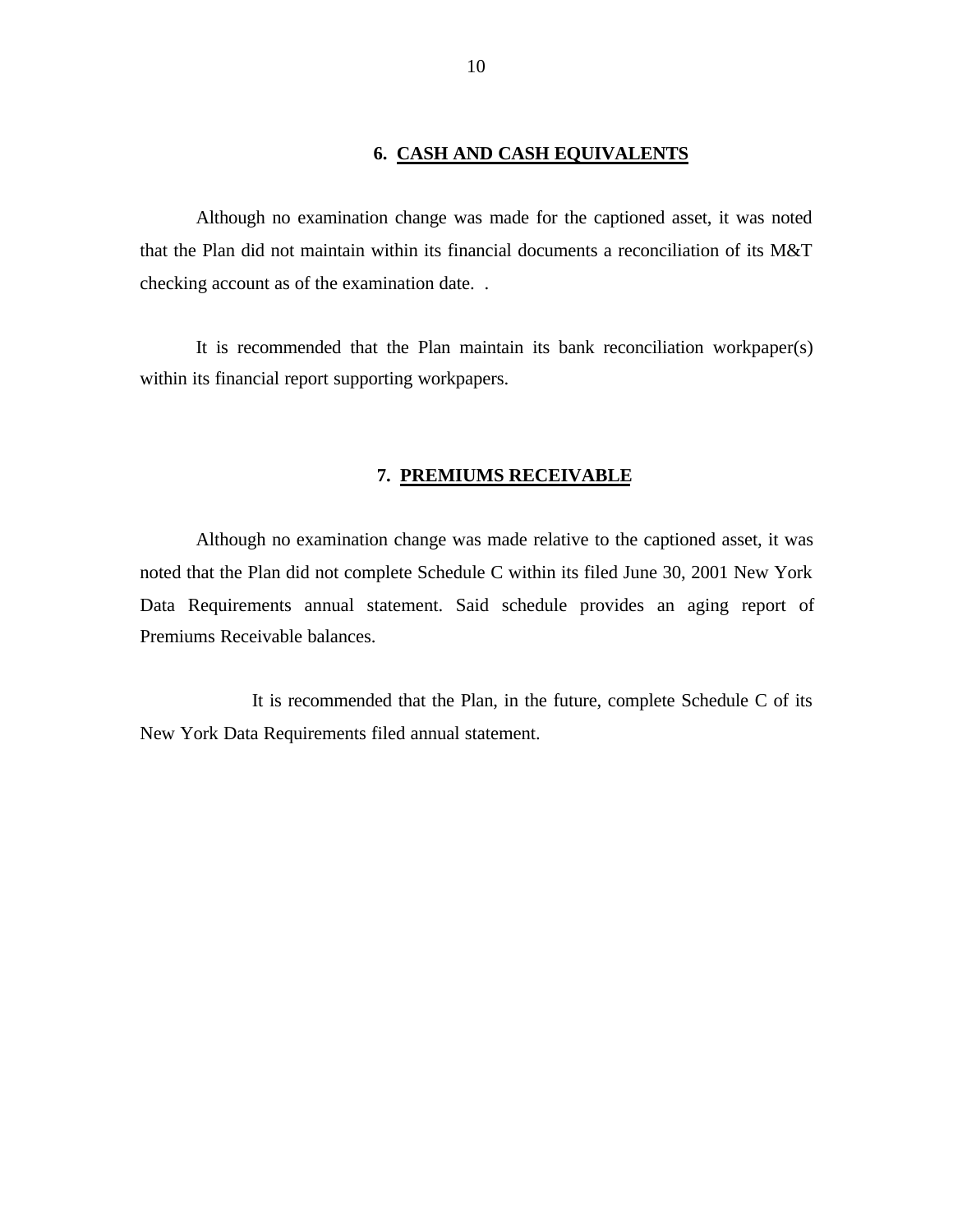## 6. CASH AND CASH EQUIVALENTS

Although no examination change was made for the captioned asset, it was noted that the Plan did not maintain within its financial documents a reconciliation of its M&T checking account as of the examination date. .

It is recommended that the Plan maintain its bank reconciliation workpaper(s) within its financial report supporting workpapers.

## 7. PREMIUMS RECEIVABLE

Although no examination change was made relative to the captioned asset, it was noted that the Plan did not complete Schedule C within its filed June 30, 2001 New York Data Requirements annual statement. Said schedule provides an aging report of Premiums Receivable balances.

It is recommended that the Plan, in the future, complete Schedule C of its New York Data Requirements filed annual statement.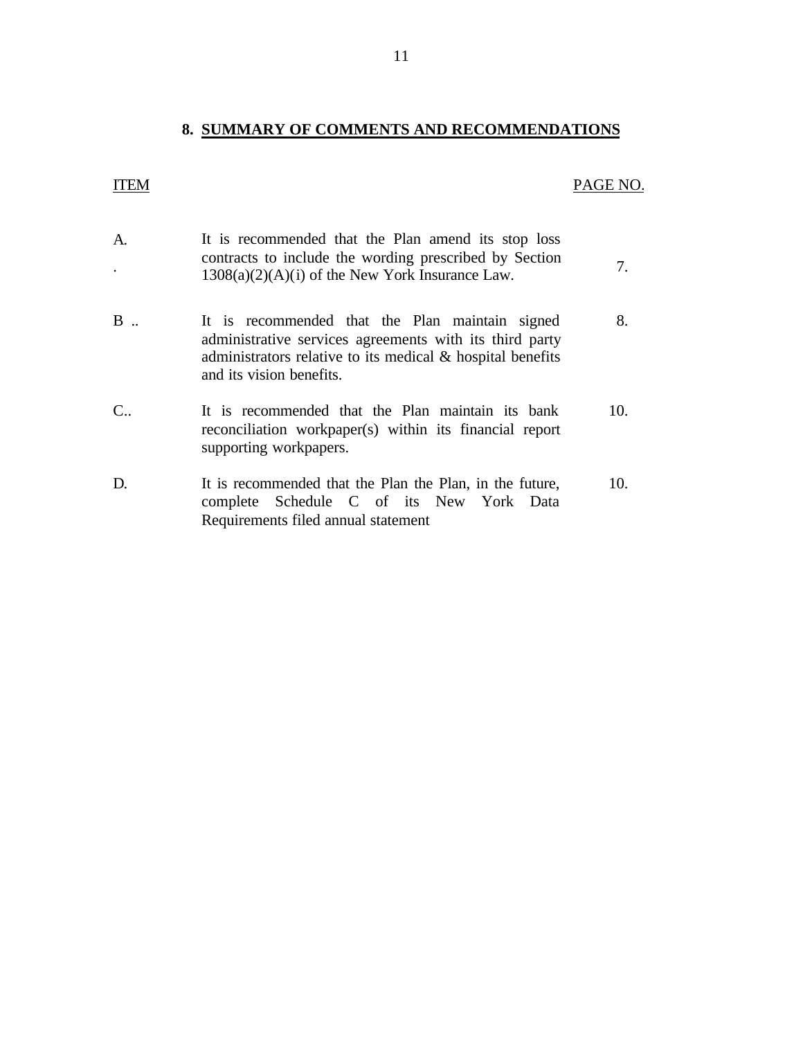## 8. SUMMARY OF COMMENTS AND RECOMMENDATIONS

| ITEM | | PAGE NO. |
|---|---|---|
| A. | It is recommended that the Plan amend its stop loss contracts to include the wording prescribed by Section 1308(a)(2)(A)(i) of the New York Insurance Law. | 7. |
| B .. | It is recommended that the Plan maintain signed administrative services agreements with its third party administrators relative to its medical & hospital benefits and its vision benefits. | 8. |
| C.. | It is recommended that the Plan maintain its bank reconciliation workpaper(s) within its financial report supporting workpapers. | 10. |
| D. | It is recommended that the Plan the Plan, in the future, complete Schedule C of its New York Data Requirements filed annual statement | 10. |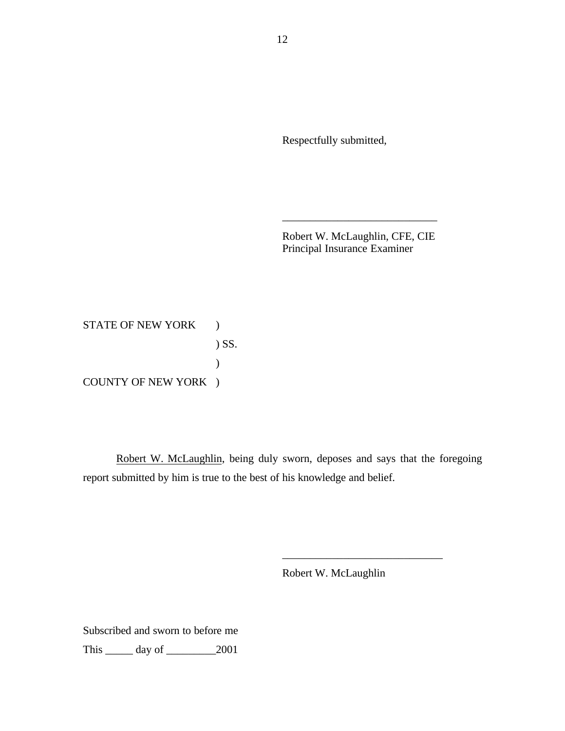Respectfully submitted,

\_\_\_\_\_\_\_\_\_\_\_\_\_\_\_\_\_\_\_\_\_\_\_\_\_\_\_\_\_

Robert W. McLaughlin, CFE, CIE
Principal Insurance Examiner

STATE OF NEW YORK )
) SS.
)
COUNTY OF NEW YORK )

Robert W. McLaughlin, being duly sworn, deposes and says that the foregoing report submitted by him is true to the best of his knowledge and belief.

\_\_\_\_\_\_\_\_\_\_\_\_\_\_\_\_\_\_\_\_\_\_\_\_\_\_\_\_\_

Robert W. McLaughlin

Subscribed and sworn to before me

This \_\_\_\_\_ day of \_\_\_\_\_\_\_\_\_2001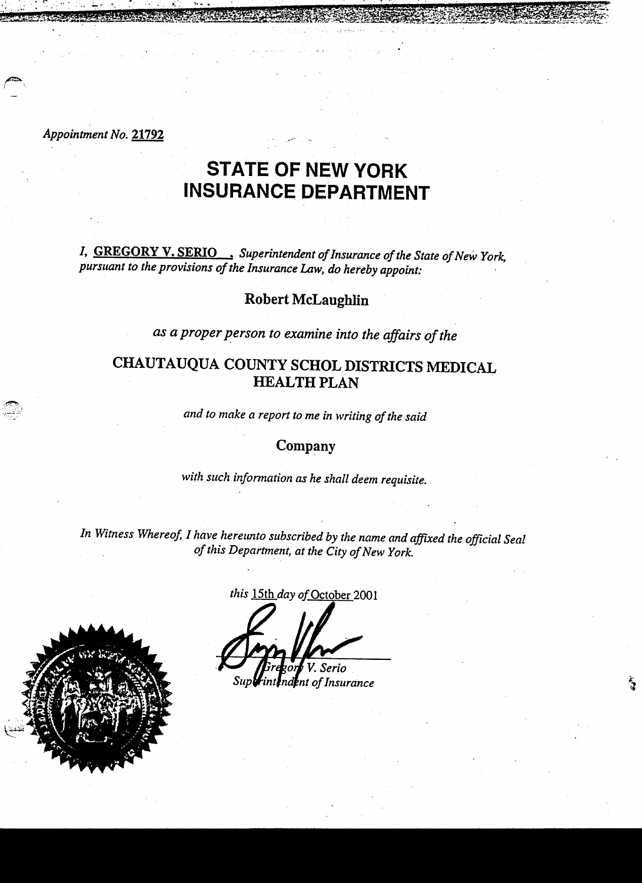*Appointment No.* 21792

# STATE OF NEW YORK
# INSURANCE DEPARTMENT

*I,* **GREGORY V. SERIO** *, Superintendent of Insurance of the State of New York, pursuant to the provisions of the Insurance Law, do hereby appoint:*

**Robert McLaughlin**

*as a proper person to examine into the affairs of the*

**CHAUTAUQUA COUNTY SCHOL DISTRICTS MEDICAL HEALTH PLAN**

*and to make a report to me in writing of the said*

**Company**

*with such information as he shall deem requisite.*

*In Witness Whereof, I have hereunto subscribed by the name and affixed the official Seal of this Department, at the City of New York.*

*this* 15th *day of* October 2001

*Gregory V. Serio*
*Superintendent of Insurance*